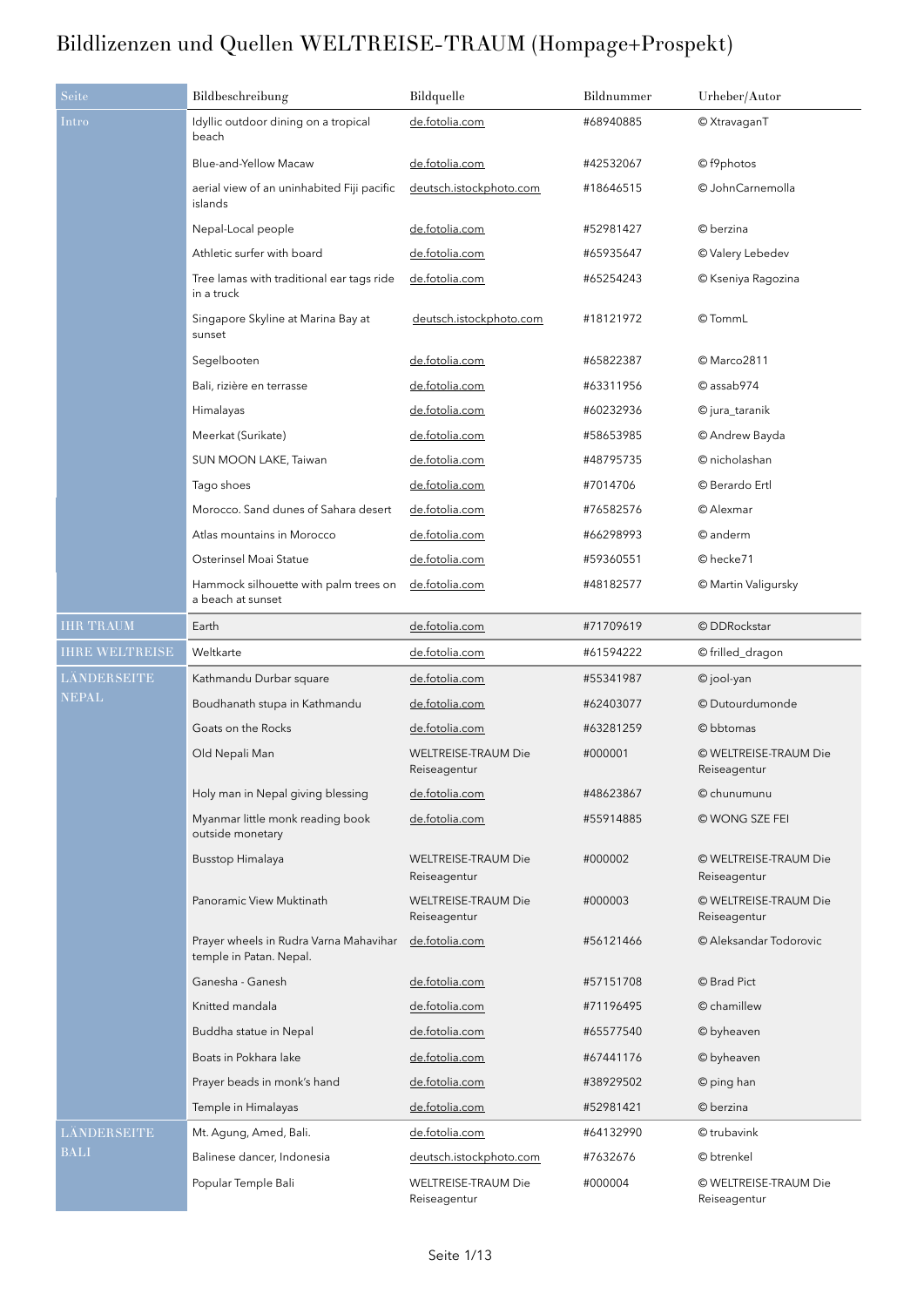# Bildlizenzen und Quellen WELTREISE-TRAUM (Hompage+Prospekt)

| Seite | Bildbeschreibung | Bildquelle | Bildnummer | Urheber/Autor |
|---|---|---|---|---|
| Intro | Idyllic outdoor dining on a tropical beach | de.fotolia.com | #68940885 | © XtravaganT |
| | Blue-and-Yellow Macaw | de.fotolia.com | #42532067 | © f9photos |
| | aerial view of an uninhabited Fiji pacific islands | deutsch.istockphoto.com | #18646515 | © JohnCarnemolla |
| | Nepal-Local people | de.fotolia.com | #52981427 | © berzina |
| | Athletic surfer with board | de.fotolia.com | #65935647 | © Valery Lebedev |
| | Tree lamas with traditional ear tags ride in a truck | de.fotolia.com | #65254243 | © Kseniya Ragozina |
| | Singapore Skyline at Marina Bay at sunset | deutsch.istockphoto.com | #18121972 | © TommL |
| | Segelbooten | de.fotolia.com | #65822387 | © Marco2811 |
| | Bali, rizière en terrasse | de.fotolia.com | #63311956 | © assab974 |
| | Himalayas | de.fotolia.com | #60232936 | © jura_taranik |
| | Meerkat (Surikate) | de.fotolia.com | #58653985 | © Andrew Bayda |
| | SUN MOON LAKE, Taiwan | de.fotolia.com | #48795735 | © nicholashan |
| | Tago shoes | de.fotolia.com | #7014706 | © Berardo Ertl |
| | Morocco. Sand dunes of Sahara desert | de.fotolia.com | #76582576 | © Alexmar |
| | Atlas mountains in Morocco | de.fotolia.com | #66298993 | © anderm |
| | Osterinsel Moai Statue | de.fotolia.com | #59360551 | © hecke71 |
| | Hammock silhouette with palm trees on a beach at sunset | de.fotolia.com | #48182577 | © Martin Valigursky |
| IHR TRAUM | Earth | de.fotolia.com | #71709619 | © DDRockstar |
| IHRE WELTREISE | Weltkarte | de.fotolia.com | #61594222 | © frilled_dragon |
| LÄNDERSEITE NEPAL | Kathmandu Durbar square | de.fotolia.com | #55341987 | © jool-yan |
| | Boudhanath stupa in Kathmandu | de.fotolia.com | #62403077 | © Dutourdumonde |
| | Goats on the Rocks | de.fotolia.com | #63281259 | © bbtomas |
| | Old Nepali Man | WELTREISE-TRAUM Die Reiseagentur | #000001 | © WELTREISE-TRAUM Die Reiseagentur |
| | Holy man in Nepal giving blessing | de.fotolia.com | #48623867 | © chunumunu |
| | Myanmar little monk reading book outside monetary | de.fotolia.com | #55914885 | © WONG SZE FEI |
| | Busstop Himalaya | WELTREISE-TRAUM Die Reiseagentur | #000002 | © WELTREISE-TRAUM Die Reiseagentur |
| | Panoramic View Muktinath | WELTREISE-TRAUM Die Reiseagentur | #000003 | © WELTREISE-TRAUM Die Reiseagentur |
| | Prayer wheels in Rudra Varna Mahavihar temple in Patan. Nepal. | de.fotolia.com | #56121466 | © Aleksandar Todorovic |
| | Ganesha - Ganesh | de.fotolia.com | #57151708 | © Brad Pict |
| | Knitted mandala | de.fotolia.com | #71196495 | © chamillew |
| | Buddha statue in Nepal | de.fotolia.com | #65577540 | © byheaven |
| | Boats in Pokhara lake | de.fotolia.com | #67441176 | © byheaven |
| | Prayer beads in monk's hand | de.fotolia.com | #38929502 | © ping han |
| | Temple in Himalayas | de.fotolia.com | #52981421 | © berzina |
| LÄNDERSEITE BALI | Mt. Agung, Amed, Bali. | de.fotolia.com | #64132990 | © trubavink |
| | Balinese dancer, Indonesia | deutsch.istockphoto.com | #7632676 | © btrenkel |
| | Popular Temple Bali | WELTREISE-TRAUM Die Reiseagentur | #000004 | © WELTREISE-TRAUM Die Reiseagentur |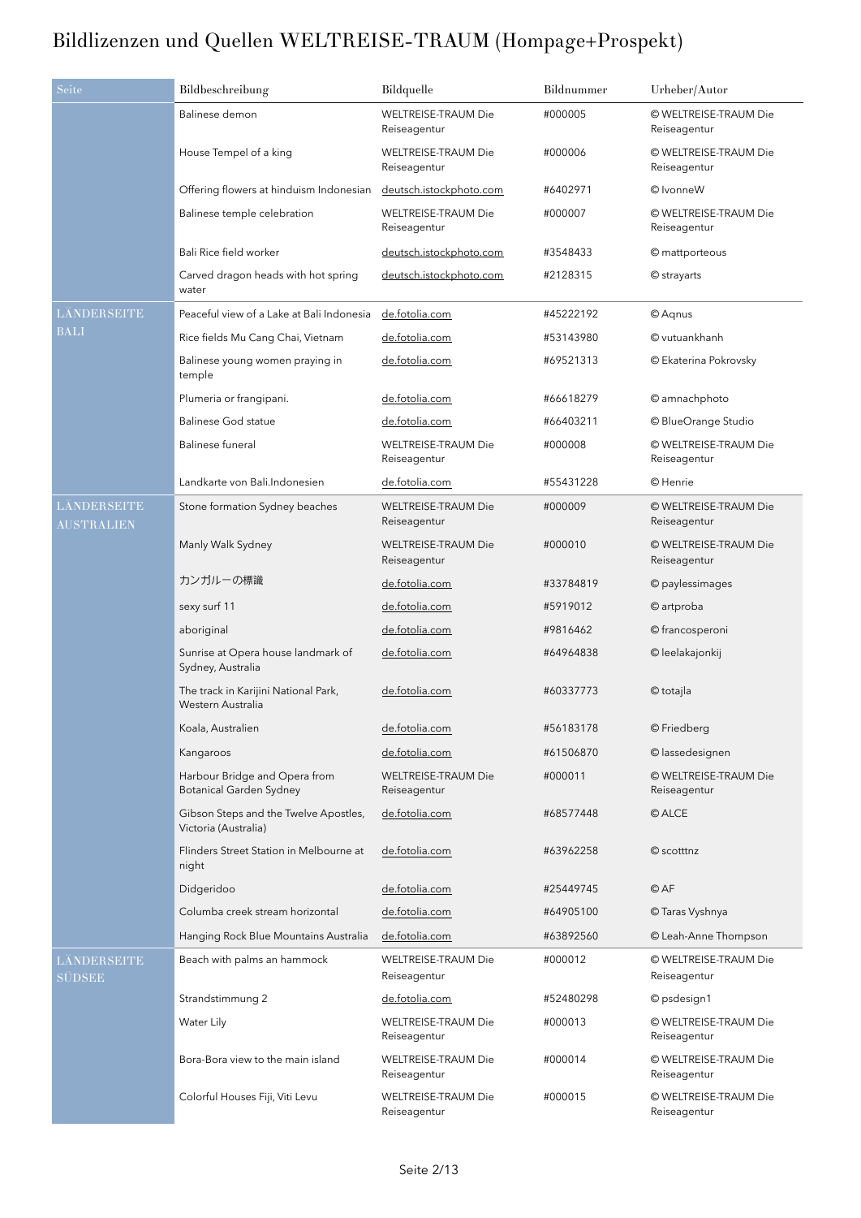# Bildlizenzen und Quellen WELTREISE-TRAUM (Hompage+Prospekt)

| Seite | Bildbeschreibung | Bildquelle | Bildnummer | Urheber/Autor |
|---|---|---|---|---|
| | Balinese demon | WELTREISE-TRAUM Die Reiseagentur | #000005 | © WELTREISE-TRAUM Die Reiseagentur |
| | House Tempel of a king | WELTREISE-TRAUM Die Reiseagentur | #000006 | © WELTREISE-TRAUM Die Reiseagentur |
| | Offering flowers at hinduism Indonesian | deutsch.istockphoto.com | #6402971 | © IvonneW |
| | Balinese temple celebration | WELTREISE-TRAUM Die Reiseagentur | #000007 | © WELTREISE-TRAUM Die Reiseagentur |
| | Bali Rice field worker | deutsch.istockphoto.com | #3548433 | © mattporteous |
| | Carved dragon heads with hot spring water | deutsch.istockphoto.com | #2128315 | © strayarts |
| LÄNDERSEITE BALI | Peaceful view of a Lake at Bali Indonesia | de.fotolia.com | #45222192 | © Aqnus |
| | Rice fields Mu Cang Chai, Vietnam | de.fotolia.com | #53143980 | © vutuankhanh |
| | Balinese young women praying in temple | de.fotolia.com | #69521313 | © Ekaterina Pokrovsky |
| | Plumeria or frangipani. | de.fotolia.com | #66618279 | © amnachphoto |
| | Balinese God statue | de.fotolia.com | #66403211 | © BlueOrange Studio |
| | Balinese funeral | WELTREISE-TRAUM Die Reiseagentur | #000008 | © WELTREISE-TRAUM Die Reiseagentur |
| | Landkarte von Bali.Indonesien | de.fotolia.com | #55431228 | © Henrie |
| LÄNDERSEITE AUSTRALIEN | Stone formation Sydney beaches | WELTREISE-TRAUM Die Reiseagentur | #000009 | © WELTREISE-TRAUM Die Reiseagentur |
| | Manly Walk Sydney | WELTREISE-TRAUM Die Reiseagentur | #000010 | © WELTREISE-TRAUM Die Reiseagentur |
| | カンガルーの標識 | de.fotolia.com | #33784819 | © paylessimages |
| | sexy surf 11 | de.fotolia.com | #5919012 | © artproba |
| | aboriginal | de.fotolia.com | #9816462 | © francosperoni |
| | Sunrise at Opera house landmark of Sydney, Australia | de.fotolia.com | #64964838 | © leelakajonkij |
| | The track in Karijini National Park, Western Australia | de.fotolia.com | #60337773 | © totajla |
| | Koala, Australien | de.fotolia.com | #56183178 | © Friedberg |
| | Kangaroos | de.fotolia.com | #61506870 | © lassedesignen |
| | Harbour Bridge and Opera from Botanical Garden Sydney | WELTREISE-TRAUM Die Reiseagentur | #000011 | © WELTREISE-TRAUM Die Reiseagentur |
| | Gibson Steps and the Twelve Apostles, Victoria (Australia) | de.fotolia.com | #68577448 | © ALCE |
| | Flinders Street Station in Melbourne at night | de.fotolia.com | #63962258 | © scotttnz |
| | Didgeridoo | de.fotolia.com | #25449745 | © AF |
| | Columba creek stream horizontal | de.fotolia.com | #64905100 | © Taras Vyshnya |
| | Hanging Rock Blue Mountains Australia | de.fotolia.com | #63892560 | © Leah-Anne Thompson |
| LÄNDERSEITE SÜDSEE | Beach with palms an hammock | WELTREISE-TRAUM Die Reiseagentur | #000012 | © WELTREISE-TRAUM Die Reiseagentur |
| | Strandstimmung 2 | de.fotolia.com | #52480298 | © psdesign1 |
| | Water Lily | WELTREISE-TRAUM Die Reiseagentur | #000013 | © WELTREISE-TRAUM Die Reiseagentur |
| | Bora-Bora view to the main island | WELTREISE-TRAUM Die Reiseagentur | #000014 | © WELTREISE-TRAUM Die Reiseagentur |
| | Colorful Houses Fiji, Viti Levu | WELTREISE-TRAUM Die Reiseagentur | #000015 | © WELTREISE-TRAUM Die Reiseagentur |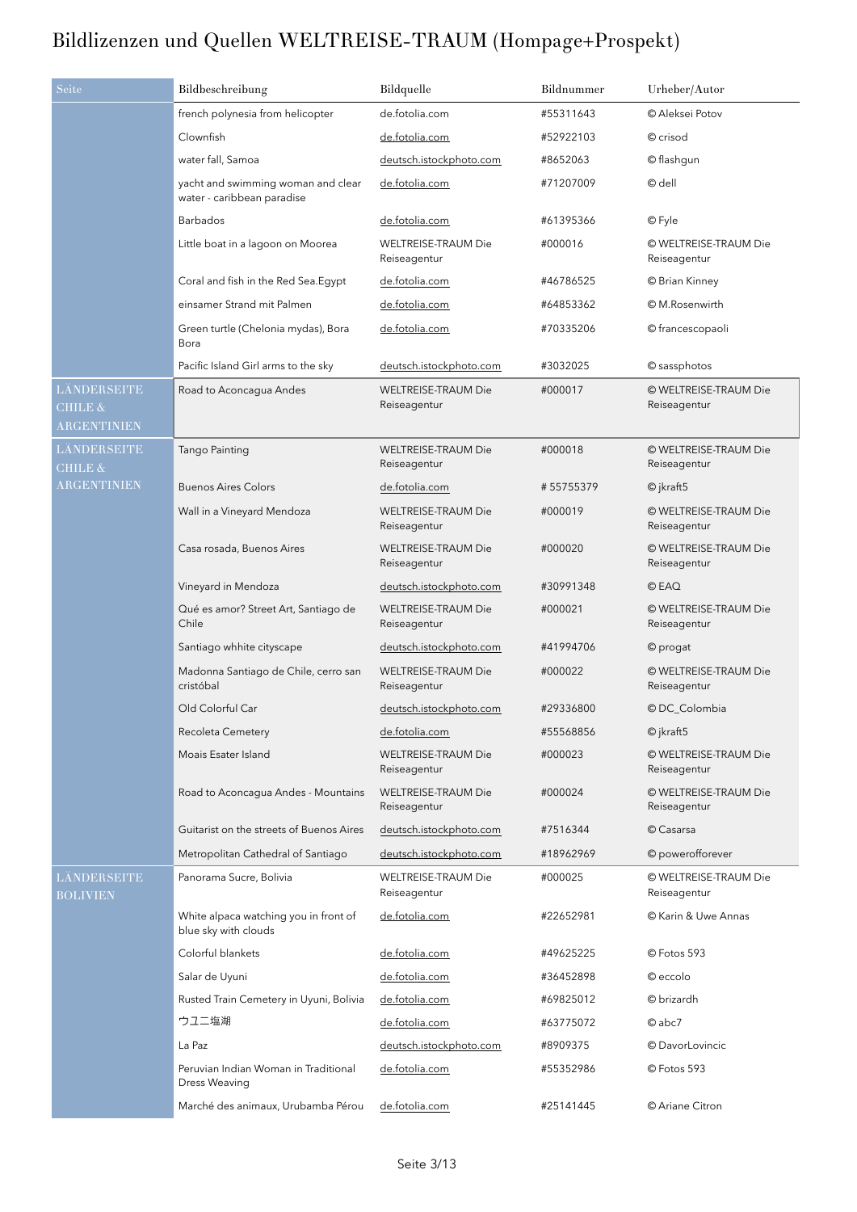# Bildlizenzen und Quellen WELTREISE-TRAUM (Hompage+Prospekt)

| Seite | Bildbeschreibung | Bildquelle | Bildnummer | Urheber/Autor |
|---|---|---|---|---|
| | french polynesia from helicopter | de.fotolia.com | #55311643 | © Aleksei Potov |
| | Clownfish | de.fotolia.com | #52922103 | © crisod |
| | water fall, Samoa | deutsch.istockphoto.com | #8652063 | © flashgun |
| | yacht and swimming woman and clear water - caribbean paradise | de.fotolia.com | #71207009 | © dell |
| | Barbados | de.fotolia.com | #61395366 | © Fyle |
| | Little boat in a lagoon on Moorea | WELTREISE-TRAUM Die Reiseagentur | #000016 | © WELTREISE-TRAUM Die Reiseagentur |
| | Coral and fish in the Red Sea.Egypt | de.fotolia.com | #46786525 | © Brian Kinney |
| | einsamer Strand mit Palmen | de.fotolia.com | #64853362 | © M.Rosenwirth |
| | Green turtle (Chelonia mydas), Bora Bora | de.fotolia.com | #70335206 | © francescopaoli |
| | Pacific Island Girl arms to the sky | deutsch.istockphoto.com | #3032025 | © sassphotos |
| LÄNDERSEITE CHILE & ARGENTINIEN | Road to Aconcagua Andes | WELTREISE-TRAUM Die Reiseagentur | #000017 | © WELTREISE-TRAUM Die Reiseagentur |
| LÄNDERSEITE CHILE & ARGENTINIEN | Tango Painting | WELTREISE-TRAUM Die Reiseagentur | #000018 | © WELTREISE-TRAUM Die Reiseagentur |
| | Buenos Aires Colors | de.fotolia.com | # 55755379 | © jkraft5 |
| | Wall in a Vineyard Mendoza | WELTREISE-TRAUM Die Reiseagentur | #000019 | © WELTREISE-TRAUM Die Reiseagentur |
| | Casa rosada, Buenos Aires | WELTREISE-TRAUM Die Reiseagentur | #000020 | © WELTREISE-TRAUM Die Reiseagentur |
| | Vineyard in Mendoza | deutsch.istockphoto.com | #30991348 | © EAQ |
| | Qué es amor? Street Art, Santiago de Chile | WELTREISE-TRAUM Die Reiseagentur | #000021 | © WELTREISE-TRAUM Die Reiseagentur |
| | Santiago whhite cityscape | deutsch.istockphoto.com | #41994706 | © progat |
| | Madonna Santiago de Chile, cerro san cristóbal | WELTREISE-TRAUM Die Reiseagentur | #000022 | © WELTREISE-TRAUM Die Reiseagentur |
| | Old Colorful Car | deutsch.istockphoto.com | #29336800 | © DC_Colombia |
| | Recoleta Cemetery | de.fotolia.com | #55568856 | © jkraft5 |
| | Moais Esater Island | WELTREISE-TRAUM Die Reiseagentur | #000023 | © WELTREISE-TRAUM Die Reiseagentur |
| | Road to Aconcagua Andes - Mountains | WELTREISE-TRAUM Die Reiseagentur | #000024 | © WELTREISE-TRAUM Die Reiseagentur |
| | Guitarist on the streets of Buenos Aires | deutsch.istockphoto.com | #7516344 | © Casarsa |
| | Metropolitan Cathedral of Santiago | deutsch.istockphoto.com | #18962969 | © powerofforever |
| LÄNDERSEITE BOLIVIEN | Panorama Sucre, Bolivia | WELTREISE-TRAUM Die Reiseagentur | #000025 | © WELTREISE-TRAUM Die Reiseagentur |
| | White alpaca watching you in front of blue sky with clouds | de.fotolia.com | #22652981 | © Karin & Uwe Annas |
| | Colorful blankets | de.fotolia.com | #49625225 | © Fotos 593 |
| | Salar de Uyuni | de.fotolia.com | #36452898 | © eccolo |
| | Rusted Train Cemetery in Uyuni, Bolivia | de.fotolia.com | #69825012 | © brizardh |
| | ウユニ塩湖 | de.fotolia.com | #63775072 | © abc7 |
| | La Paz | deutsch.istockphoto.com | #8909375 | © DavorLovincic |
| | Peruvian Indian Woman in Traditional Dress Weaving | de.fotolia.com | #55352986 | © Fotos 593 |
| | Marché des animaux, Urubamba Pérou | de.fotolia.com | #25141445 | © Ariane Citron |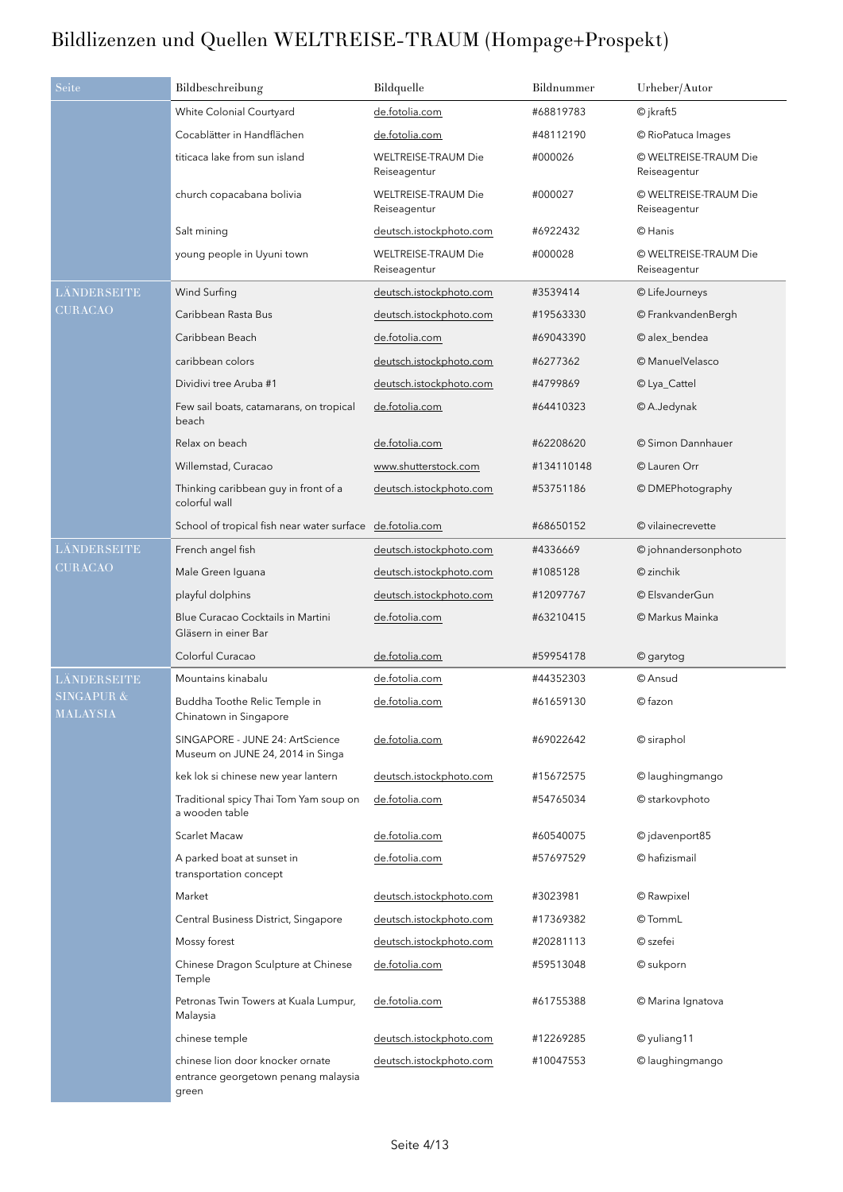# Bildlizenzen und Quellen WELTREISE-TRAUM (Hompage+Prospekt)

| Seite | Bildbeschreibung | Bildquelle | Bildnummer | Urheber/Autor |
|---|---|---|---|---|
| | White Colonial Courtyard | de.fotolia.com | #68819783 | © jkraft5 |
| | Cocablätter in Handflächen | de.fotolia.com | #48112190 | © RioPatuca Images |
| | titicaca lake from sun island | WELTREISE-TRAUM Die Reiseagentur | #000026 | © WELTREISE-TRAUM Die Reiseagentur |
| | church copacabana bolivia | WELTREISE-TRAUM Die Reiseagentur | #000027 | © WELTREISE-TRAUM Die Reiseagentur |
| | Salt mining | deutsch.istockphoto.com | #6922432 | © Hanis |
| | young people in Uyuni town | WELTREISE-TRAUM Die Reiseagentur | #000028 | © WELTREISE-TRAUM Die Reiseagentur |
| LÄNDERSEITE CURACAO | Wind Surfing | deutsch.istockphoto.com | #3539414 | © LifeJourneys |
| | Caribbean Rasta Bus | deutsch.istockphoto.com | #19563330 | © FrankvandenBergh |
| | Caribbean Beach | de.fotolia.com | #69043390 | © alex_bendea |
| | caribbean colors | deutsch.istockphoto.com | #6277362 | © ManuelVelasco |
| | Dividivi tree Aruba #1 | deutsch.istockphoto.com | #4799869 | © Lya_Cattel |
| | Few sail boats, catamarans, on tropical beach | de.fotolia.com | #64410323 | © A.Jedynak |
| | Relax on beach | de.fotolia.com | #62208620 | © Simon Dannhauer |
| | Willemstad, Curacao | www.shutterstock.com | #134110148 | © Lauren Orr |
| | Thinking caribbean guy in front of a colorful wall | deutsch.istockphoto.com | #53751186 | © DMEPhotography |
| | School of tropical fish near water surface | de.fotolia.com | #68650152 | © vilainecrevette |
| LÄNDERSEITE CURACAO | French angel fish | deutsch.istockphoto.com | #4336669 | © johnandersonphoto |
| | Male Green Iguana | deutsch.istockphoto.com | #1085128 | © zinchik |
| | playful dolphins | deutsch.istockphoto.com | #12097767 | © ElsvanderGun |
| | Blue Curacao Cocktails in Martini Gläsern in einer Bar | de.fotolia.com | #63210415 | © Markus Mainka |
| | Colorful Curacao | de.fotolia.com | #59954178 | © garytog |
| LÄNDERSEITE SINGAPUR & MALAYSIA | Mountains kinabalu | de.fotolia.com | #44352303 | © Ansud |
| | Buddha Toothe Relic Temple in Chinatown in Singapore | de.fotolia.com | #61659130 | © fazon |
| | SINGAPORE - JUNE 24: ArtScience Museum on JUNE 24, 2014 in Singa | de.fotolia.com | #69022642 | © siraphol |
| | kek lok si chinese new year lantern | deutsch.istockphoto.com | #15672575 | © laughingmango |
| | Traditional spicy Thai Tom Yam soup on a wooden table | de.fotolia.com | #54765034 | © starkovphoto |
| | Scarlet Macaw | de.fotolia.com | #60540075 | © jdavenport85 |
| | A parked boat at sunset in transportation concept | de.fotolia.com | #57697529 | © hafizismail |
| | Market | deutsch.istockphoto.com | #3023981 | © Rawpixel |
| | Central Business District, Singapore | deutsch.istockphoto.com | #17369382 | © TommL |
| | Mossy forest | deutsch.istockphoto.com | #20281113 | © szefei |
| | Chinese Dragon Sculpture at Chinese Temple | de.fotolia.com | #59513048 | © sukporn |
| | Petronas Twin Towers at Kuala Lumpur, Malaysia | de.fotolia.com | #61755388 | © Marina Ignatova |
| | chinese temple | deutsch.istockphoto.com | #12269285 | © yuliang11 |
| | chinese lion door knocker ornate entrance georgetown penang malaysia green | deutsch.istockphoto.com | #10047553 | © laughingmango |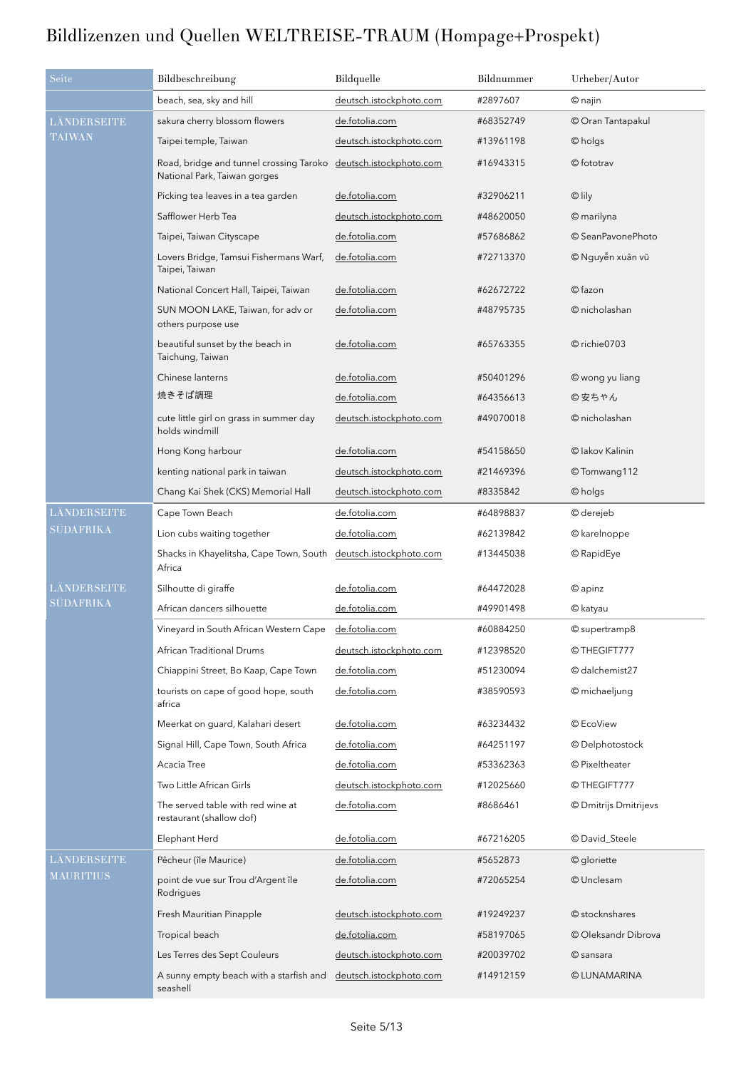# Bildlizenzen und Quellen WELTREISE-TRAUM (Hompage+Prospekt)

| Seite | Bildbeschreibung | Bildquelle | Bildnummer | Urheber/Autor |
|---|---|---|---|---|
| | beach, sea, sky and hill | deutsch.istockphoto.com | #2897607 | © najin |
| LÄNDERSEITE TAIWAN | sakura cherry blossom flowers | de.fotolia.com | #68352749 | © Oran Tantapakul |
| | Taipei temple, Taiwan | deutsch.istockphoto.com | #13961198 | © holgs |
| | Road, bridge and tunnel crossing Taroko National Park, Taiwan gorges | deutsch.istockphoto.com | #16943315 | © fototrav |
| | Picking tea leaves in a tea garden | de.fotolia.com | #32906211 | © lily |
| | Safflower Herb Tea | deutsch.istockphoto.com | #48620050 | © marilyna |
| | Taipei, Taiwan Cityscape | de.fotolia.com | #57686862 | © SeanPavonePhoto |
| | Lovers Bridge, Tamsui Fishermans Warf, Taipei, Taiwan | de.fotolia.com | #72713370 | © Nguyễn xuân vũ |
| | National Concert Hall, Taipei, Taiwan | de.fotolia.com | #62672722 | © fazon |
| | SUN MOON LAKE, Taiwan, for adv or others purpose use | de.fotolia.com | #48795735 | © nicholashan |
| | beautiful sunset by the beach in Taichung, Taiwan | de.fotolia.com | #65763355 | © richie0703 |
| | Chinese lanterns | de.fotolia.com | #50401296 | © wong yu liang |
| | 焼きそば調理 | de.fotolia.com | #64356613 | © 安ちゃん |
| | cute little girl on grass in summer day holds windmill | deutsch.istockphoto.com | #49070018 | © nicholashan |
| | Hong Kong harbour | de.fotolia.com | #54158650 | © Iakov Kalinin |
| | kenting national park in taiwan | deutsch.istockphoto.com | #21469396 | © Tomwang112 |
| | Chang Kai Shek (CKS) Memorial Hall | deutsch.istockphoto.com | #8335842 | © holgs |
| LÄNDERSEITE SÜDAFRIKA | Cape Town Beach | de.fotolia.com | #64898837 | © derejeb |
| | Lion cubs waiting together | de.fotolia.com | #62139842 | © karelnoppe |
| | Shacks in Khayelitsha, Cape Town, South Africa | deutsch.istockphoto.com | #13445038 | © RapidEye |
| LÄNDERSEITE SÜDAFRIKA | Silhoutte di giraffe | de.fotolia.com | #64472028 | © apinz |
| | African dancers silhouette | de.fotolia.com | #49901498 | © katyau |
| | Vineyard in South African Western Cape | de.fotolia.com | #60884250 | © supertramp8 |
| | African Traditional Drums | deutsch.istockphoto.com | #12398520 | © THEGIFT777 |
| | Chiappini Street, Bo Kaap, Cape Town | de.fotolia.com | #51230094 | © dalchemist27 |
| | tourists on cape of good hope, south africa | de.fotolia.com | #38590593 | © michaeljung |
| | Meerkat on guard, Kalahari desert | de.fotolia.com | #63234432 | © EcoView |
| | Signal Hill, Cape Town, South Africa | de.fotolia.com | #64251197 | © Delphotostock |
| | Acacia Tree | de.fotolia.com | #53362363 | © Pixeltheater |
| | Two Little African Girls | deutsch.istockphoto.com | #12025660 | © THEGIFT777 |
| | The served table with red wine at restaurant (shallow dof) | de.fotolia.com | #8686461 | © Dmitrijs Dmitrijevs |
| | Elephant Herd | de.fotolia.com | #67216205 | © David_Steele |
| LÄNDERSEITE MAURITIUS | Pêcheur (île Maurice) | de.fotolia.com | #5652873 | © gloriette |
| | point de vue sur Trou d'Argent île Rodrigues | de.fotolia.com | #72065254 | © Unclesam |
| | Fresh Mauritian Pinapple | deutsch.istockphoto.com | #19249237 | © stocknshares |
| | Tropical beach | de.fotolia.com | #58197065 | © Oleksandr Dibrova |
| | Les Terres des Sept Couleurs | deutsch.istockphoto.com | #20039702 | © sansara |
| | A sunny empty beach with a starfish and seashell | deutsch.istockphoto.com | #14912159 | © LUNAMARINA |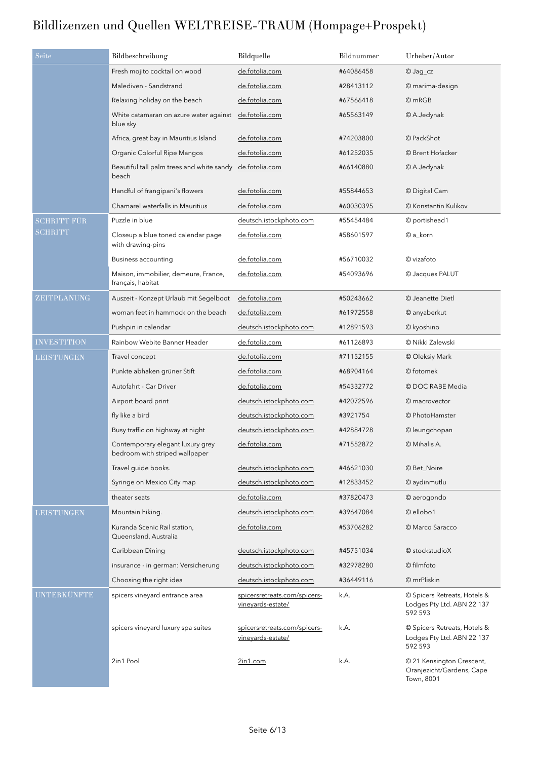# Bildlizenzen und Quellen WELTREISE-TRAUM (Hompage+Prospekt)

| Seite | Bildbeschreibung | Bildquelle | Bildnummer | Urheber/Autor |
|---|---|---|---|---|
| | Fresh mojito cocktail on wood | de.fotolia.com | #64086458 | © Jag_cz |
| | Malediven - Sandstrand | de.fotolia.com | #28413112 | © marima-design |
| | Relaxing holiday on the beach | de.fotolia.com | #67566418 | © mRGB |
| | White catamaran on azure water against blue sky | de.fotolia.com | #65563149 | © A.Jedynak |
| | Africa, great bay in Mauritius Island | de.fotolia.com | #74203800 | © PackShot |
| | Organic Colorful Ripe Mangos | de.fotolia.com | #61252035 | © Brent Hofacker |
| | Beautiful tall palm trees and white sandy beach | de.fotolia.com | #66140880 | © A.Jedynak |
| | Handful of frangipani's flowers | de.fotolia.com | #55844653 | © Digital Cam |
| | Chamarel waterfalls in Mauritius | de.fotolia.com | #60030395 | © Konstantin Kulikov |
| SCHRITT FÜR SCHRITT | Puzzle in blue | deutsch.istockphoto.com | #55454484 | © portishead1 |
| | Closeup a blue toned calendar page with drawing-pins | de.fotolia.com | #58601597 | © a_korn |
| | Business accounting | de.fotolia.com | #56710032 | © vizafoto |
| | Maison, immobilier, demeure, France, français, habitat | de.fotolia.com | #54093696 | © Jacques PALUT |
| ZEITPLANUNG | Auszeit - Konzept Urlaub mit Segelboot | de.fotolia.com | #50243662 | © Jeanette Dietl |
| | woman feet in hammock on the beach | de.fotolia.com | #61972558 | © anyaberkut |
| | Pushpin in calendar | deutsch.istockphoto.com | #12891593 | © kyoshino |
| INVESTITION | Rainbow Webite Banner Header | de.fotolia.com | #61126893 | © Nikki Zalewski |
| LEISTUNGEN | Travel concept | de.fotolia.com | #71152155 | © Oleksiy Mark |
| | Punkte abhaken grüner Stift | de.fotolia.com | #68904164 | © fotomek |
| | Autofahrt - Car Driver | de.fotolia.com | #54332772 | © DOC RABE Media |
| | Airport board print | deutsch.istockphoto.com | #42072596 | © macrovector |
| | fly like a bird | deutsch.istockphoto.com | #3921754 | © PhotoHamster |
| | Busy traffic on highway at night | deutsch.istockphoto.com | #42884728 | © leungchopan |
| | Contemporary elegant luxury grey bedroom with striped wallpaper | de.fotolia.com | #71552872 | © Mihalis A. |
| | Travel guide books. | deutsch.istockphoto.com | #46621030 | © Bet_Noire |
| | Syringe on Mexico City map | deutsch.istockphoto.com | #12833452 | © aydinmutlu |
| | theater seats | de.fotolia.com | #37820473 | © aerogondo |
| LEISTUNGEN | Mountain hiking. | deutsch.istockphoto.com | #39647084 | © ellobo1 |
| | Kuranda Scenic Rail station, Queensland, Australia | de.fotolia.com | #53706282 | © Marco Saracco |
| | Caribbean Dining | deutsch.istockphoto.com | #45751034 | © stockstudioX |
| | insurance - in german: Versicherung | deutsch.istockphoto.com | #32978280 | © filmfoto |
| | Choosing the right idea | deutsch.istockphoto.com | #36449116 | © mrPliskin |
| UNTERKÜNFTE | spicers vineyard entrance area | spicersretreats.com/spicers-vineyards-estate/ | k.A. | © Spicers Retreats, Hotels & Lodges Pty Ltd. ABN 22 137 592 593 |
| | spicers vineyard luxury spa suites | spicersretreats.com/spicers-vineyards-estate/ | k.A. | © Spicers Retreats, Hotels & Lodges Pty Ltd. ABN 22 137 592 593 |
| | 2in1 Pool | 2in1.com | k.A. | © 21 Kensington Crescent, Oranjezicht/Gardens, Cape Town, 8001 |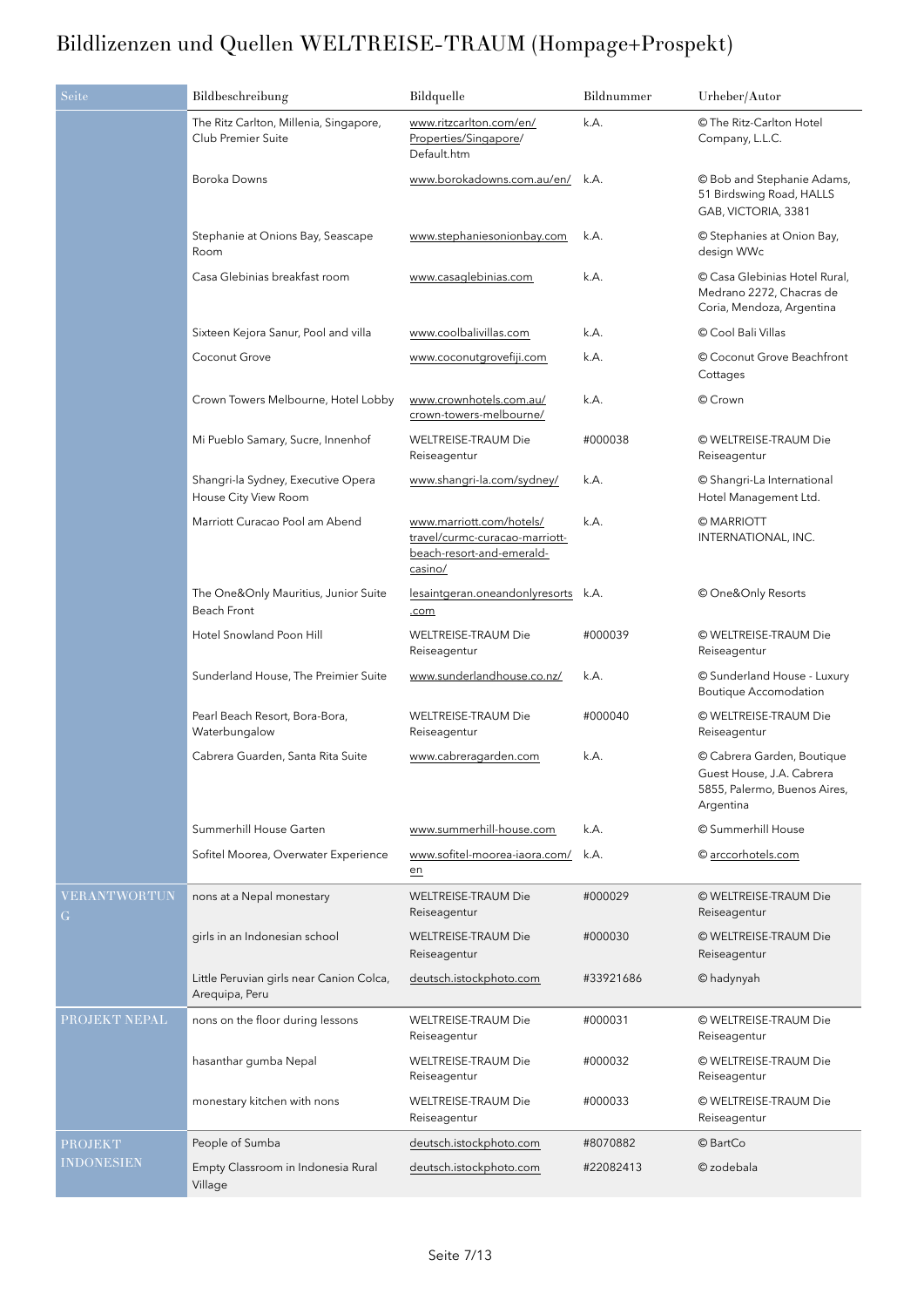# Bildlizenzen und Quellen WELTREISE-TRAUM (Hompage+Prospekt)

| Seite | Bildbeschreibung | Bildquelle | Bildnummer | Urheber/Autor |
|---|---|---|---|---|
| | The Ritz Carlton, Millenia, Singapore, Club Premier Suite | www.ritzcarlton.com/en/Properties/Singapore/Default.htm | k.A. | © The Ritz-Carlton Hotel Company, L.L.C. |
| | Boroka Downs | www.borokadowns.com.au/en/ | k.A. | © Bob and Stephanie Adams, 51 Birdswing Road, HALLS GAB, VICTORIA, 3381 |
| | Stephanie at Onions Bay, Seascape Room | www.stephaniesonionbay.com | k.A. | © Stephanies at Onion Bay, design WWc |
| | Casa Glebinias breakfast room | www.casaglebinias.com | k.A. | © Casa Glebinias Hotel Rural, Medrano 2272, Chacras de Coria, Mendoza, Argentina |
| | Sixteen Kejora Sanur, Pool and villa | www.coolbalivillas.com | k.A. | © Cool Bali Villas |
| | Coconut Grove | www.coconutgrovefiji.com | k.A. | © Coconut Grove Beachfront Cottages |
| | Crown Towers Melbourne, Hotel Lobby | www.crownhotels.com.au/crown-towers-melbourne/ | k.A. | © Crown |
| | Mi Pueblo Samary, Sucre, Innenhof | WELTREISE-TRAUM Die Reiseagentur | #000038 | © WELTREISE-TRAUM Die Reiseagentur |
| | Shangri-la Sydney, Executive Opera House City View Room | www.shangri-la.com/sydney/ | k.A. | © Shangri-La International Hotel Management Ltd. |
| | Marriott Curacao Pool am Abend | www.marriott.com/hotels/travel/curmc-curacao-marriott-beach-resort-and-emerald-casino/ | k.A. | © MARRIOTT INTERNATIONAL, INC. |
| | The One&Only Mauritius, Junior Suite Beach Front | lesaintgeran.oneandonlyresorts.com | k.A. | © One&Only Resorts |
| | Hotel Snowland Poon Hill | WELTREISE-TRAUM Die Reiseagentur | #000039 | © WELTREISE-TRAUM Die Reiseagentur |
| | Sunderland House, The Preimier Suite | www.sunderlandhouse.co.nz/ | k.A. | © Sunderland House - Luxury Boutique Accomodation |
| | Pearl Beach Resort, Bora-Bora, Waterbungalow | WELTREISE-TRAUM Die Reiseagentur | #000040 | © WELTREISE-TRAUM Die Reiseagentur |
| | Cabrera Guarden, Santa Rita Suite | www.cabreragarden.com | k.A. | © Cabrera Garden, Boutique Guest House, J.A. Cabrera 5855, Palermo, Buenos Aires, Argentina |
| | Summerhill House Garten | www.summerhill-house.com | k.A. | © Summerhill House |
| | Sofitel Moorea, Overwater Experience | www.sofitel-moorea-iaora.com/en | k.A. | © arccorhotels.com |
| VERANTWORTUNG | nons at a Nepal monestary | WELTREISE-TRAUM Die Reiseagentur | #000029 | © WELTREISE-TRAUM Die Reiseagentur |
| | girls in an Indonesian school | WELTREISE-TRAUM Die Reiseagentur | #000030 | © WELTREISE-TRAUM Die Reiseagentur |
| | Little Peruvian girls near Canion Colca, Arequipa, Peru | deutsch.istockphoto.com | #33921686 | © hadynyah |
| PROJEKT NEPAL | nons on the floor during lessons | WELTREISE-TRAUM Die Reiseagentur | #000031 | © WELTREISE-TRAUM Die Reiseagentur |
| | hasanthar gumba Nepal | WELTREISE-TRAUM Die Reiseagentur | #000032 | © WELTREISE-TRAUM Die Reiseagentur |
| | monestary kitchen with nons | WELTREISE-TRAUM Die Reiseagentur | #000033 | © WELTREISE-TRAUM Die Reiseagentur |
| PROJEKT INDONESIEN | People of Sumba | deutsch.istockphoto.com | #8070882 | © BartCo |
| | Empty Classroom in Indonesia Rural Village | deutsch.istockphoto.com | #22082413 | © zodebala |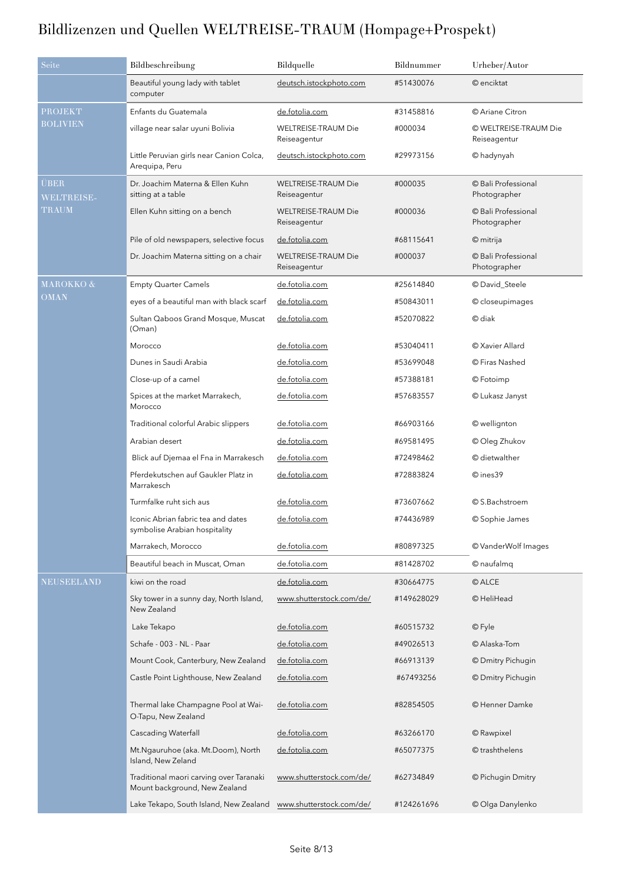# Bildlizenzen und Quellen WELTREISE-TRAUM (Hompage+Prospekt)

| Seite | Bildbeschreibung | Bildquelle | Bildnummer | Urheber/Autor |
|---|---|---|---|---|
| | Beautiful young lady with tablet computer | deutsch.istockphoto.com | #51430076 | © enciktat |
| PROJEKT BOLIVIEN | Enfants du Guatemala | de.fotolia.com | #31458816 | © Ariane Citron |
| | village near salar uyuni Bolivia | WELTREISE-TRAUM Die Reiseagentur | #000034 | © WELTREISE-TRAUM Die Reiseagentur |
| | Little Peruvian girls near Canion Colca, Arequipa, Peru | deutsch.istockphoto.com | #29973156 | © hadynyah |
| ÜBER WELTREISE-TRAUM | Dr. Joachim Materna & Ellen Kuhn sitting at a table | WELTREISE-TRAUM Die Reiseagentur | #000035 | © Bali Professional Photographer |
| | Ellen Kuhn sitting on a bench | WELTREISE-TRAUM Die Reiseagentur | #000036 | © Bali Professional Photographer |
| | Pile of old newspapers, selective focus | de.fotolia.com | #68115641 | © mitrija |
| | Dr. Joachim Materna sitting on a chair | WELTREISE-TRAUM Die Reiseagentur | #000037 | © Bali Professional Photographer |
| MAROKKO & OMAN | Empty Quarter Camels | de.fotolia.com | #25614840 | © David_Steele |
| | eyes of a beautiful man with black scarf | de.fotolia.com | #50843011 | © closeupimages |
| | Sultan Qaboos Grand Mosque, Muscat (Oman) | de.fotolia.com | #52070822 | © diak |
| | Morocco | de.fotolia.com | #53040411 | © Xavier Allard |
| | Dunes in Saudi Arabia | de.fotolia.com | #53699048 | © Firas Nashed |
| | Close-up of a camel | de.fotolia.com | #57388181 | © Fotoimp |
| | Spices at the market Marrakech, Morocco | de.fotolia.com | #57683557 | © Lukasz Janyst |
| | Traditional colorful Arabic slippers | de.fotolia.com | #66903166 | © wellington |
| | Arabian desert | de.fotolia.com | #69581495 | © Oleg Zhukov |
| | Blick auf Djemaa el Fna in Marrakesch | de.fotolia.com | #72498462 | © dietwalther |
| | Pferdekutschen auf Gaukler Platz in Marrakesch | de.fotolia.com | #72883824 | © ines39 |
| | Turmfalke ruht sich aus | de.fotolia.com | #73607662 | © S.Bachstroem |
| | Iconic Abrian fabric tea and dates symbolise Arabian hospitality | de.fotolia.com | #74436989 | © Sophie James |
| | Marrakech, Morocco | de.fotolia.com | #80897325 | © VanderWolf Images |
| | Beautiful beach in Muscat, Oman | de.fotolia.com | #81428702 | © naufalmq |
| NEUSEELAND | kiwi on the road | de.fotolia.com | #30664775 | © ALCE |
| | Sky tower in a sunny day, North Island, New Zealand | www.shutterstock.com/de/ | #149628029 | © HeliHead |
| | Lake Tekapo | de.fotolia.com | #60515732 | © Fyle |
| | Schafe - 003 - NL - Paar | de.fotolia.com | #49026513 | © Alaska-Tom |
| | Mount Cook, Canterbury, New Zealand | de.fotolia.com | #66913139 | © Dmitry Pichugin |
| | Castle Point Lighthouse, New Zealand | de.fotolia.com | #67493256 | © Dmitry Pichugin |
| | Thermal lake Champagne Pool at Wai-O-Tapu, New Zealand | de.fotolia.com | #82854505 | © Henner Damke |
| | Cascading Waterfall | de.fotolia.com | #63266170 | © Rawpixel |
| | Mt.Ngauruhoe (aka. Mt.Doom), North Island, New Zeland | de.fotolia.com | #65077375 | © trashthelens |
| | Traditional maori carving over Taranaki Mount background, New Zealand | www.shutterstock.com/de/ | #62734849 | © Pichugin Dmitry |
| | Lake Tekapo, South Island, New Zealand | www.shutterstock.com/de/ | #124261696 | © Olga Danylenko |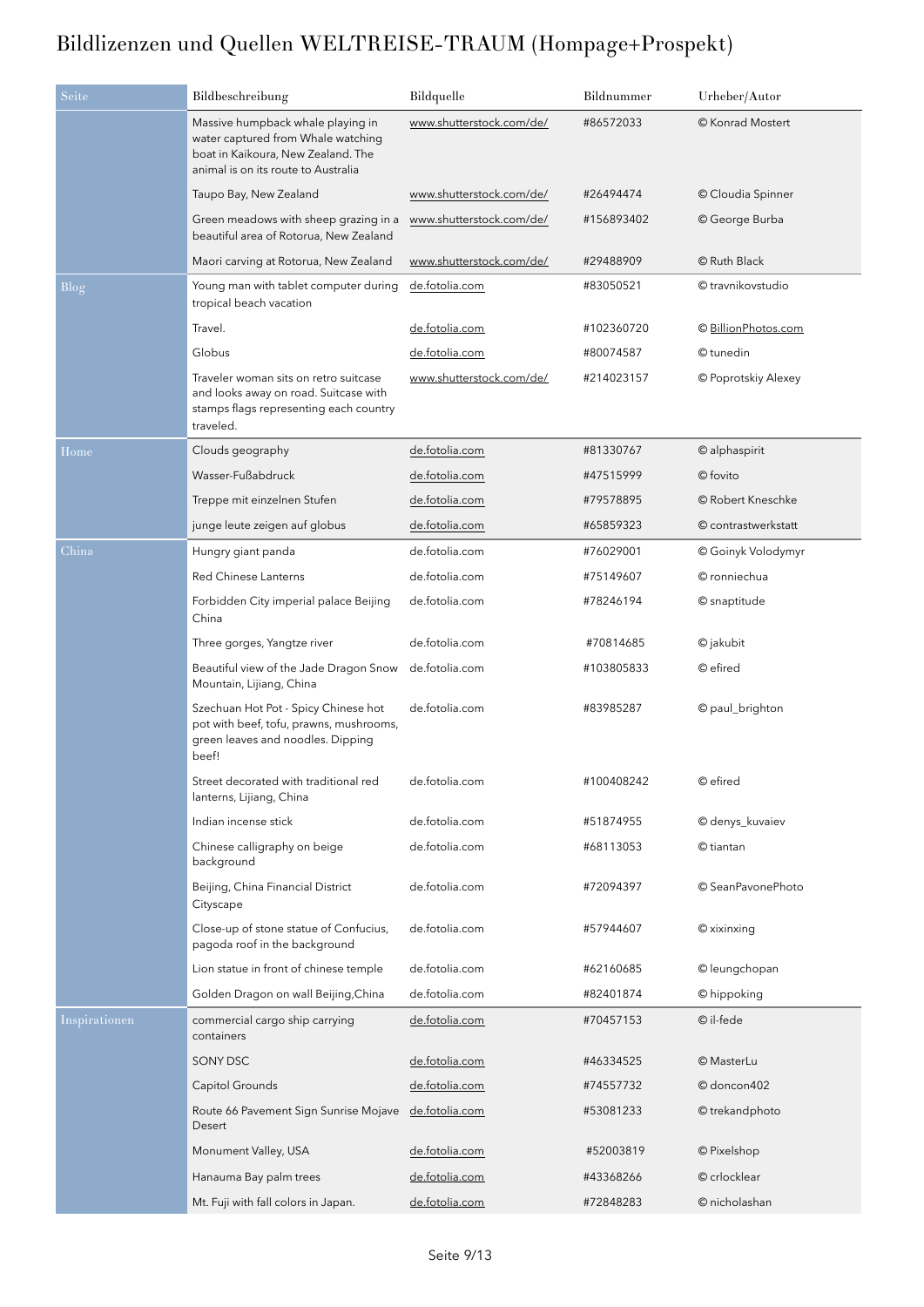# Bildlizenzen und Quellen WELTREISE-TRAUM (Hompage+Prospekt)

| Seite | Bildbeschreibung | Bildquelle | Bildnummer | Urheber/Autor |
|---|---|---|---|---|
| | Massive humpback whale playing in water captured from Whale watching boat in Kaikoura, New Zealand. The animal is on its route to Australia | www.shutterstock.com/de/ | #86572033 | © Konrad Mostert |
| | Taupo Bay, New Zealand | www.shutterstock.com/de/ | #26494474 | © Cloudia Spinner |
| | Green meadows with sheep grazing in a beautiful area of Rotorua, New Zealand | www.shutterstock.com/de/ | #156893402 | © George Burba |
| | Maori carving at Rotorua, New Zealand | www.shutterstock.com/de/ | #29488909 | © Ruth Black |
| Blog | Young man with tablet computer during tropical beach vacation | de.fotolia.com | #83050521 | © travnikovstudio |
| | Travel. | de.fotolia.com | #102360720 | © BillionPhotos.com |
| | Globus | de.fotolia.com | #80074587 | © tunedin |
| | Traveler woman sits on retro suitcase and looks away on road. Suitcase with stamps flags representing each country traveled. | www.shutterstock.com/de/ | #214023157 | © Poprotskiy Alexey |
| Home | Clouds geography | de.fotolia.com | #81330767 | © alphaspirit |
| | Wasser-Fußabdruck | de.fotolia.com | #47515999 | © fovito |
| | Treppe mit einzelnen Stufen | de.fotolia.com | #79578895 | © Robert Kneschke |
| | junge leute zeigen auf globus | de.fotolia.com | #65859323 | © contrastwerkstatt |
| China | Hungry giant panda | de.fotolia.com | #76029001 | © Goinyk Volodymyr |
| | Red Chinese Lanterns | de.fotolia.com | #75149607 | © ronniechua |
| | Forbidden City imperial palace Beijing China | de.fotolia.com | #78246194 | © snaptitude |
| | Three gorges, Yangtze river | de.fotolia.com | #70814685 | © jakubit |
| | Beautiful view of the Jade Dragon Snow Mountain, Lijiang, China | de.fotolia.com | #103805833 | © efired |
| | Szechuan Hot Pot - Spicy Chinese hot pot with beef, tofu, prawns, mushrooms, green leaves and noodles. Dipping beef! | de.fotolia.com | #83985287 | © paul_brighton |
| | Street decorated with traditional red lanterns, Lijiang, China | de.fotolia.com | #100408242 | © efired |
| | Indian incense stick | de.fotolia.com | #51874955 | © denys_kuvaiev |
| | Chinese calligraphy on beige background | de.fotolia.com | #68113053 | © tiantan |
| | Beijing, China Financial District Cityscape | de.fotolia.com | #72094397 | © SeanPavonePhoto |
| | Close-up of stone statue of Confucius, pagoda roof in the background | de.fotolia.com | #57944607 | © xixinxing |
| | Lion statue in front of chinese temple | de.fotolia.com | #62160685 | © leungchopan |
| | Golden Dragon on wall Beijing,China | de.fotolia.com | #82401874 | © hippoking |
| Inspirationen | commercial cargo ship carrying containers | de.fotolia.com | #70457153 | © il-fede |
| | SONY DSC | de.fotolia.com | #46334525 | © MasterLu |
| | Capitol Grounds | de.fotolia.com | #74557732 | © doncon402 |
| | Route 66 Pavement Sign Sunrise Mojave Desert | de.fotolia.com | #53081233 | © trekandphoto |
| | Monument Valley, USA | de.fotolia.com | #52003819 | © Pixelshop |
| | Hanauma Bay palm trees | de.fotolia.com | #43368266 | © crlocklear |
| | Mt. Fuji with fall colors in Japan. | de.fotolia.com | #72848283 | © nicholashan |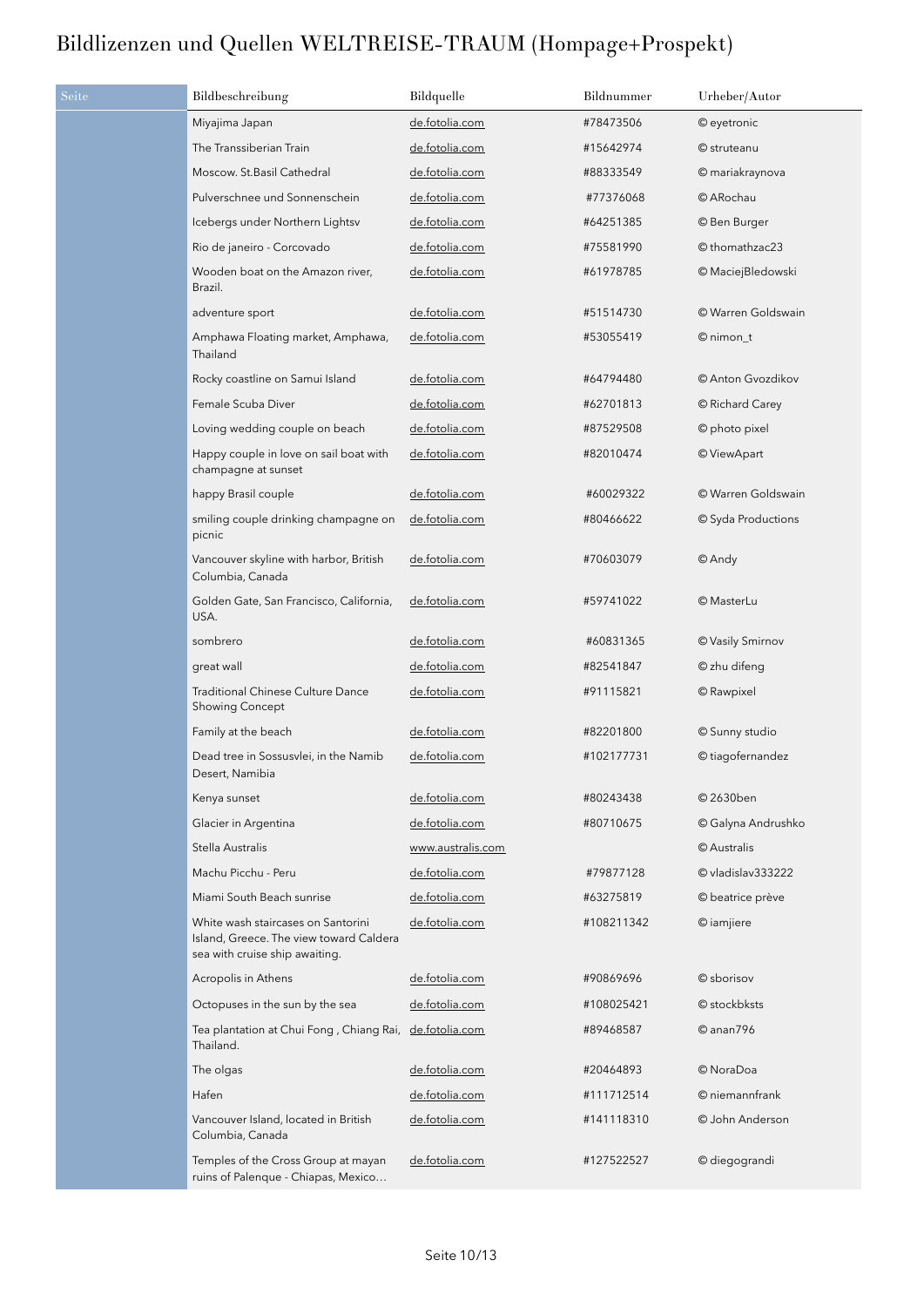# Bildlizenzen und Quellen WELTREISE-TRAUM (Hompage+Prospekt)

| Seite | Bildbeschreibung | Bildquelle | Bildnummer | Urheber/Autor |
|---|---|---|---|---|
| | Miyajima Japan | de.fotolia.com | #78473506 | © eyetronic |
| | The Transsiberian Train | de.fotolia.com | #15642974 | © struteanu |
| | Moscow. St.Basil Cathedral | de.fotolia.com | #88333549 | © mariakraynova |
| | Pulverschnee und Sonnenschein | de.fotolia.com | #77376068 | © ARochau |
| | Icebergs under Northern Lightsv | de.fotolia.com | #64251385 | © Ben Burger |
| | Rio de janeiro - Corcovado | de.fotolia.com | #75581990 | © thomathzac23 |
| | Wooden boat on the Amazon river, Brazil. | de.fotolia.com | #61978785 | © MaciejBledowski |
| | adventure sport | de.fotolia.com | #51514730 | © Warren Goldswain |
| | Amphawa Floating market, Amphawa, Thailand | de.fotolia.com | #53055419 | © nimon_t |
| | Rocky coastline on Samui Island | de.fotolia.com | #64794480 | © Anton Gvozdikov |
| | Female Scuba Diver | de.fotolia.com | #62701813 | © Richard Carey |
| | Loving wedding couple on beach | de.fotolia.com | #87529508 | © photo pixel |
| | Happy couple in love on sail boat with champagne at sunset | de.fotolia.com | #82010474 | © ViewApart |
| | happy Brasil couple | de.fotolia.com | #60029322 | © Warren Goldswain |
| | smiling couple drinking champagne on picnic | de.fotolia.com | #80466622 | © Syda Productions |
| | Vancouver skyline with harbor, British Columbia, Canada | de.fotolia.com | #70603079 | © Andy |
| | Golden Gate, San Francisco, California, USA. | de.fotolia.com | #59741022 | © MasterLu |
| | sombrero | de.fotolia.com | #60831365 | © Vasily Smirnov |
| | great wall | de.fotolia.com | #82541847 | © zhu difeng |
| | Traditional Chinese Culture Dance Showing Concept | de.fotolia.com | #91115821 | © Rawpixel |
| | Family at the beach | de.fotolia.com | #82201800 | © Sunny studio |
| | Dead tree in Sossusvlei, in the Namib Desert, Namibia | de.fotolia.com | #102177731 | © tiagofernandez |
| | Kenya sunset | de.fotolia.com | #80243438 | © 2630ben |
| | Glacier in Argentina | de.fotolia.com | #80710675 | © Galyna Andrushko |
| | Stella Australis | www.australis.com | | © Australis |
| | Machu Picchu - Peru | de.fotolia.com | #79877128 | © vladislav333222 |
| | Miami South Beach sunrise | de.fotolia.com | #63275819 | © beatrice prève |
| | White wash staircases on Santorini Island, Greece. The view toward Caldera sea with cruise ship awaiting. | de.fotolia.com | #108211342 | © iamjiere |
| | Acropolis in Athens | de.fotolia.com | #90869696 | © sborisov |
| | Octopuses in the sun by the sea | de.fotolia.com | #108025421 | © stockbksts |
| | Tea plantation at Chui Fong , Chiang Rai, Thailand. | de.fotolia.com | #89468587 | © anan796 |
| | The olgas | de.fotolia.com | #20464893 | © NoraDoa |
| | Hafen | de.fotolia.com | #111712514 | © niemannfrank |
| | Vancouver Island, located in British Columbia, Canada | de.fotolia.com | #141118310 | © John Anderson |
| | Temples of the Cross Group at mayan ruins of Palenque - Chiapas, Mexico… | de.fotolia.com | #127522527 | © diegograndi |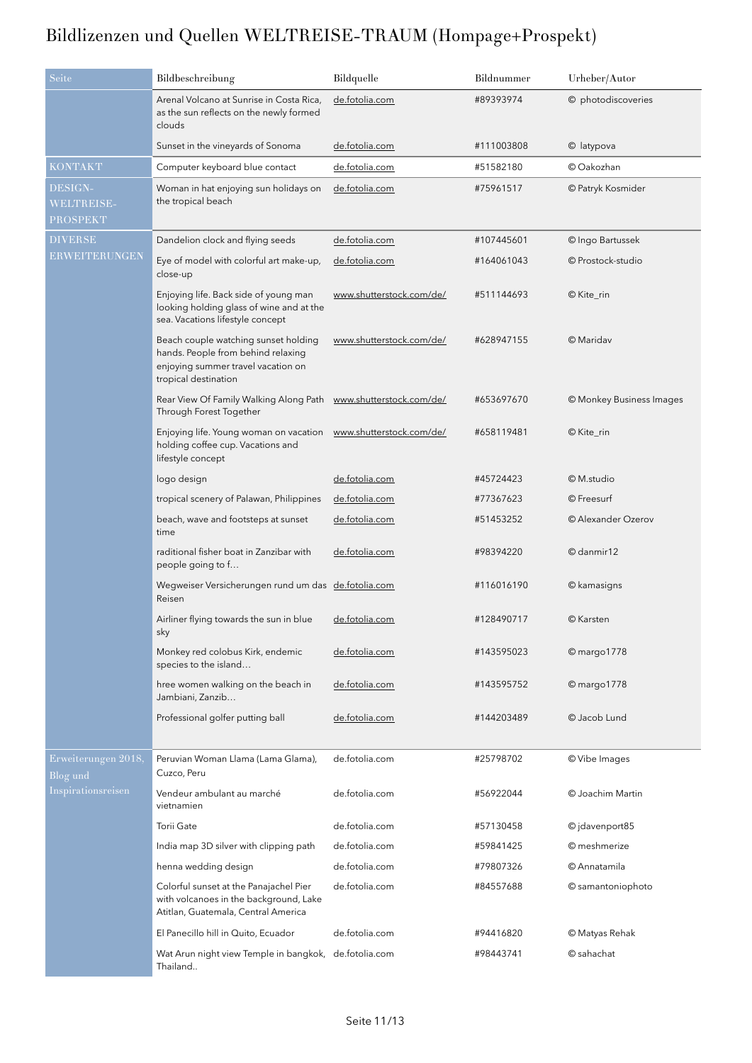# Bildlizenzen und Quellen WELTREISE-TRAUM (Hompage+Prospekt)

| Seite | Bildbeschreibung | Bildquelle | Bildnummer | Urheber/Autor |
|---|---|---|---|---|
| | Arenal Volcano at Sunrise in Costa Rica, as the sun reflects on the newly formed clouds | de.fotolia.com | #89393974 | © photodiscoveries |
| | Sunset in the vineyards of Sonoma | de.fotolia.com | #111003808 | © latypova |
| KONTAKT | Computer keyboard blue contact | de.fotolia.com | #51582180 | © Oakozhan |
| DESIGN-WELTREISE-PROSPEKT | Woman in hat enjoying sun holidays on the tropical beach | de.fotolia.com | #75961517 | © Patryk Kosmider |
| DIVERSE ERWEITERUNGEN | Dandelion clock and flying seeds | de.fotolia.com | #107445601 | © Ingo Bartussek |
| | Eye of model with colorful art make-up, close-up | de.fotolia.com | #164061043 | © Prostock-studio |
| | Enjoying life. Back side of young man looking holding glass of wine and at the sea. Vacations lifestyle concept | www.shutterstock.com/de/ | #511144693 | © Kite_rin |
| | Beach couple watching sunset holding hands. People from behind relaxing enjoying summer travel vacation on tropical destination | www.shutterstock.com/de/ | #628947155 | © Maridav |
| | Rear View Of Family Walking Along Path Through Forest Together | www.shutterstock.com/de/ | #653697670 | © Monkey Business Images |
| | Enjoying life. Young woman on vacation holding coffee cup. Vacations and lifestyle concept | www.shutterstock.com/de/ | #658119481 | © Kite_rin |
| | logo design | de.fotolia.com | #45724423 | © M.studio |
| | tropical scenery of Palawan, Philippines | de.fotolia.com | #77367623 | © Freesurf |
| | beach, wave and footsteps at sunset time | de.fotolia.com | #51453252 | © Alexander Ozerov |
| | raditional fisher boat in Zanzibar with people going to f… | de.fotolia.com | #98394220 | © danmir12 |
| | Wegweiser Versicherungen rund um das Reisen | de.fotolia.com | #116016190 | © kamasigns |
| | Airliner flying towards the sun in blue sky | de.fotolia.com | #128490717 | © Karsten |
| | Monkey red colobus Kirk, endemic species to the island… | de.fotolia.com | #143595023 | © margo1778 |
| | hree women walking on the beach in Jambiani, Zanzib… | de.fotolia.com | #143595752 | © margo1778 |
| | Professional golfer putting ball | de.fotolia.com | #144203489 | © Jacob Lund |
| Erweiterungen 2018, Blog und Inspirationsreisen | Peruvian Woman Llama (Lama Glama), Cuzco, Peru | de.fotolia.com | #25798702 | © Vibe Images |
| | Vendeur ambulant au marché vietnamien | de.fotolia.com | #56922044 | © Joachim Martin |
| | Torii Gate | de.fotolia.com | #57130458 | © jdavenport85 |
| | India map 3D silver with clipping path | de.fotolia.com | #59841425 | © meshmerize |
| | henna wedding design | de.fotolia.com | #79807326 | © Annatamila |
| | Colorful sunset at the Panajachel Pier with volcanoes in the background, Lake Atitlan, Guatemala, Central America | de.fotolia.com | #84557688 | © samantoniophoto |
| | El Panecillo hill in Quito, Ecuador | de.fotolia.com | #94416820 | © Matyas Rehak |
| | Wat Arun night view Temple in bangkok, Thailand.. | de.fotolia.com | #98443741 | © sahachat |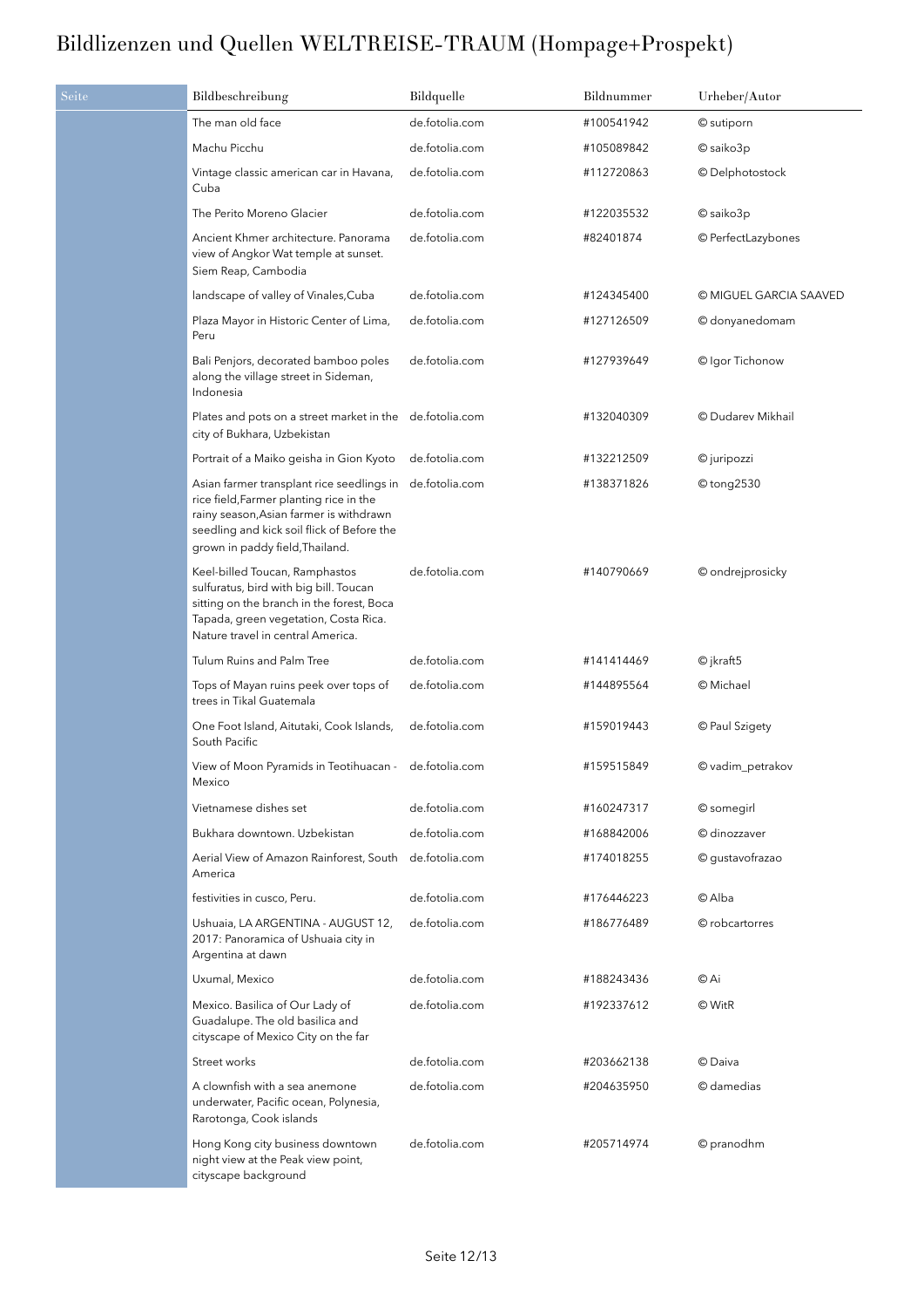# Bildlizenzen und Quellen WELTREISE-TRAUM (Hompage+Prospekt)

| Seite | Bildbeschreibung | Bildquelle | Bildnummer | Urheber/Autor |
|---|---|---|---|---|
| | The man old face | de.fotolia.com | #100541942 | © sutiporn |
| | Machu Picchu | de.fotolia.com | #105089842 | © saiko3p |
| | Vintage classic american car in Havana, Cuba | de.fotolia.com | #112720863 | © Delphotostock |
| | The Perito Moreno Glacier | de.fotolia.com | #122035532 | © saiko3p |
| | Ancient Khmer architecture. Panorama view of Angkor Wat temple at sunset. Siem Reap, Cambodia | de.fotolia.com | #82401874 | © PerfectLazybones |
| | landscape of valley of Vinales,Cuba | de.fotolia.com | #124345400 | © MIGUEL GARCIA SAAVED |
| | Plaza Mayor in Historic Center of Lima, Peru | de.fotolia.com | #127126509 | © donyanedomam |
| | Bali Penjors, decorated bamboo poles along the village street in Sideman, Indonesia | de.fotolia.com | #127939649 | © Igor Tichonow |
| | Plates and pots on a street market in the city of Bukhara, Uzbekistan | de.fotolia.com | #132040309 | © Dudarev Mikhail |
| | Portrait of a Maiko geisha in Gion Kyoto | de.fotolia.com | #132212509 | © juripozzi |
| | Asian farmer transplant rice seedlings in rice field,Farmer planting rice in the rainy season,Asian farmer is withdrawn seedling and kick soil flick of Before the grown in paddy field,Thailand. | de.fotolia.com | #138371826 | © tong2530 |
| | Keel-billed Toucan, Ramphastos sulfuratus, bird with big bill. Toucan sitting on the branch in the forest, Boca Tapada, green vegetation, Costa Rica. Nature travel in central America. | de.fotolia.com | #140790669 | © ondrejprosicky |
| | Tulum Ruins and Palm Tree | de.fotolia.com | #141414469 | © jkraft5 |
| | Tops of Mayan ruins peek over tops of trees in Tikal Guatemala | de.fotolia.com | #144895564 | © Michael |
| | One Foot Island, Aitutaki, Cook Islands, South Pacific | de.fotolia.com | #159019443 | © Paul Szigety |
| | View of Moon Pyramids in Teotihuacan - Mexico | de.fotolia.com | #159515849 | © vadim_petrakov |
| | Vietnamese dishes set | de.fotolia.com | #160247317 | © somegirl |
| | Bukhara downtown. Uzbekistan | de.fotolia.com | #168842006 | © dinozzaver |
| | Aerial View of Amazon Rainforest, South America | de.fotolia.com | #174018255 | © gustavofrazao |
| | festivities in cusco, Peru. | de.fotolia.com | #176446223 | © Alba |
| | Ushuaia, LA ARGENTINA - AUGUST 12, 2017: Panoramica of Ushuaia city in Argentina at dawn | de.fotolia.com | #186776489 | © robcartorres |
| | Uxumal, Mexico | de.fotolia.com | #188243436 | © Ai |
| | Mexico. Basilica of Our Lady of Guadalupe. The old basilica and cityscape of Mexico City on the far | de.fotolia.com | #192337612 | © WitR |
| | Street works | de.fotolia.com | #203662138 | © Daiva |
| | A clownfish with a sea anemone underwater, Pacific ocean, Polynesia, Rarotonga, Cook islands | de.fotolia.com | #204635950 | © damedias |
| | Hong Kong city business downtown night view at the Peak view point, cityscape background | de.fotolia.com | #205714974 | © pranodhm |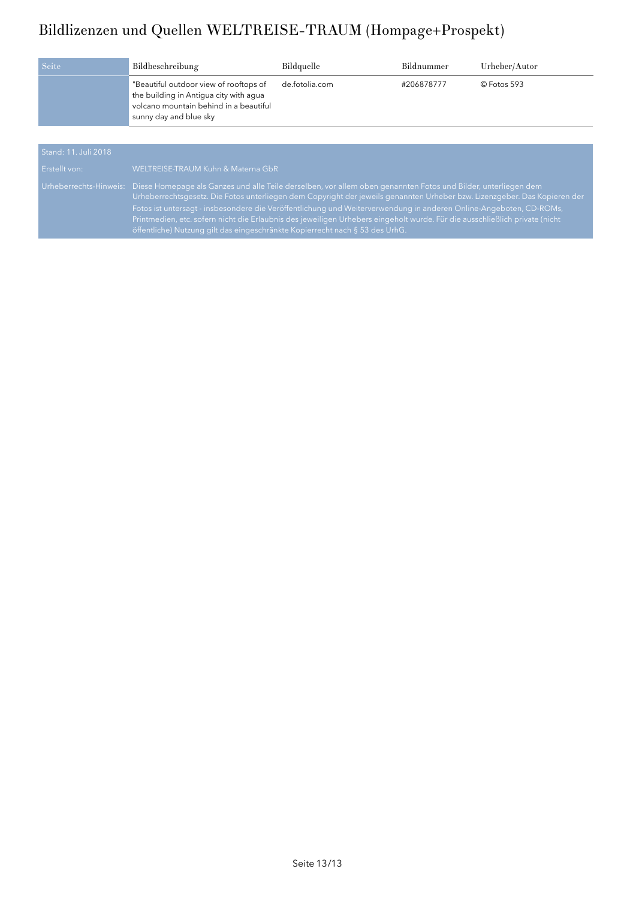# Bildlizenzen und Quellen WELTREISE-TRAUM (Hompage+Prospekt)

| Seite | Bildbeschreibung | Bildquelle | Bildnummer | Urheber/Autor |
|---|---|---|---|---|
| | "Beautiful outdoor view of rooftops of the building in Antigua city with agua volcano mountain behind in a beautiful sunny day and blue sky | de.fotolia.com | #206878777 | © Fotos 593 |

| | |
|---|---|
| Stand: 11. Juli 2018 | |
| Erstellt von: | WELTREISE-TRAUM Kuhn & Materna GbR |
| Urheberrechts-Hinweis: | Diese Homepage als Ganzes und alle Teile derselben, vor allem oben genannten Fotos und Bilder, unterliegen dem Urheberrechtsgesetz. Die Fotos unterliegen dem Copyright der jeweils genannten Urheber bzw. Lizenzgeber. Das Kopieren der Fotos ist untersagt - insbesondere die Veröffentlichung und Weiterverwendung in anderen Online-Angeboten, CD-ROMs, Printmedien, etc. sofern nicht die Erlaubnis des jeweiligen Urhebers eingeholt wurde. Für die ausschließlich private (nicht öffentliche) Nutzung gilt das eingeschränkte Kopierrecht nach § 53 des UrhG. |